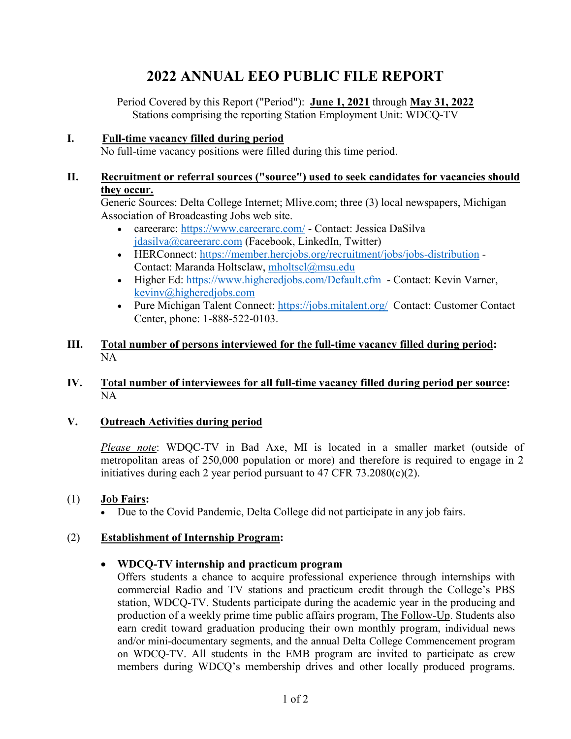# 2022 ANNUAL EEO PUBLIC FILE REPORT

Period Covered by this Report ("Period"): **June 1, 2021** through **May 31, 2022**
Stations comprising the reporting Station Employment Unit: WDCQ-TV

## I. Full-time vacancy filled during period

No full-time vacancy positions were filled during this time period.

## II. Recruitment or referral sources ("source") used to seek candidates for vacancies should they occur.

Generic Sources: Delta College Internet; Mlive.com; three (3) local newspapers, Michigan Association of Broadcasting Jobs web site.

- careerarc: https://www.careerarc.com/ - Contact: Jessica DaSilva jdasilva@careerarc.com (Facebook, LinkedIn, Twitter)
- HERConnect: https://member.hercjobs.org/recruitment/jobs/jobs-distribution - Contact: Maranda Holtsclaw, mholtscl@msu.edu
- Higher Ed: https://www.higheredjobs.com/Default.cfm - Contact: Kevin Varner, kevinv@higheredjobs.com
- Pure Michigan Talent Connect: https://jobs.mitalent.org/ Contact: Customer Contact Center, phone: 1-888-522-0103.

## III. Total number of persons interviewed for the full-time vacancy filled during period:

NA

## IV. Total number of interviewees for all full-time vacancy filled during period per source:

NA

## V. Outreach Activities during period

*Please note*: WDQC-TV in Bad Axe, MI is located in a smaller market (outside of metropolitan areas of 250,000 population or more) and therefore is required to engage in 2 initiatives during each 2 year period pursuant to 47 CFR 73.2080(c)(2).

### (1) Job Fairs:

- Due to the Covid Pandemic, Delta College did not participate in any job fairs.

### (2) Establishment of Internship Program:

- **WDCQ-TV internship and practicum program**
  Offers students a chance to acquire professional experience through internships with commercial Radio and TV stations and practicum credit through the College's PBS station, WDCQ-TV. Students participate during the academic year in the producing and production of a weekly prime time public affairs program, The Follow-Up. Students also earn credit toward graduation producing their own monthly program, individual news and/or mini-documentary segments, and the annual Delta College Commencement program on WDCQ-TV. All students in the EMB program are invited to participate as crew members during WDCQ's membership drives and other locally produced programs.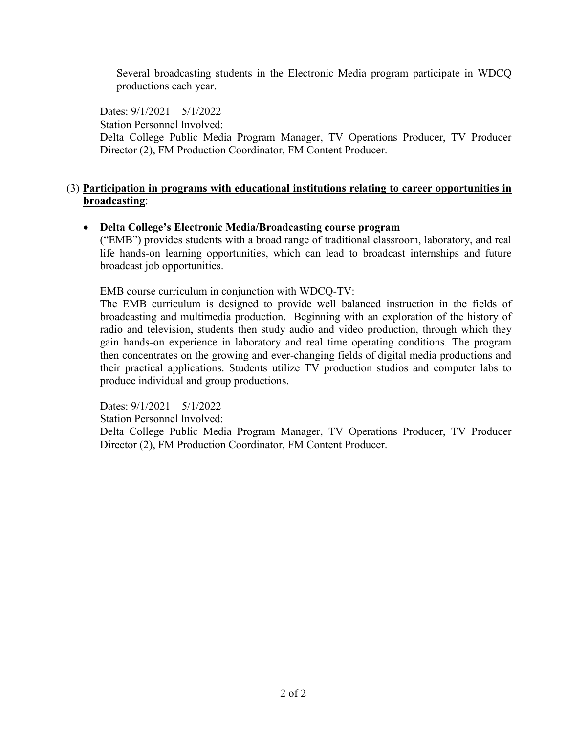Several broadcasting students in the Electronic Media program participate in WDCQ productions each year.

Dates: 9/1/2021 – 5/1/2022
Station Personnel Involved:
Delta College Public Media Program Manager, TV Operations Producer, TV Producer Director (2), FM Production Coordinator, FM Content Producer.

(3) **<u>Participation in programs with educational institutions relating to career opportunities in broadcasting</u>**:

- **Delta College's Electronic Media/Broadcasting course program** ("EMB") provides students with a broad range of traditional classroom, laboratory, and real life hands-on learning opportunities, which can lead to broadcast internships and future broadcast job opportunities.

  EMB course curriculum in conjunction with WDCQ-TV:
  The EMB curriculum is designed to provide well balanced instruction in the fields of broadcasting and multimedia production. Beginning with an exploration of the history of radio and television, students then study audio and video production, through which they gain hands-on experience in laboratory and real time operating conditions. The program then concentrates on the growing and ever-changing fields of digital media productions and their practical applications. Students utilize TV production studios and computer labs to produce individual and group productions.

  Dates: 9/1/2021 – 5/1/2022
  Station Personnel Involved:
  Delta College Public Media Program Manager, TV Operations Producer, TV Producer Director (2), FM Production Coordinator, FM Content Producer.